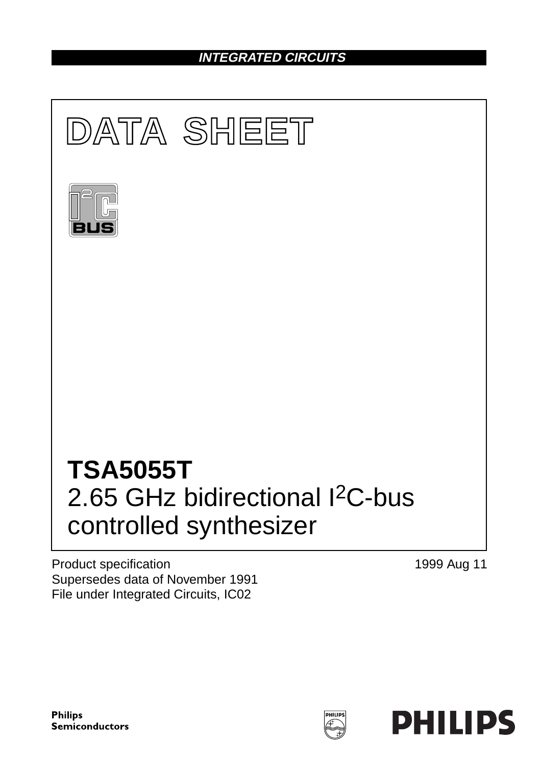**INTEGRATED CIRCUITS**

# DATA SHEET

# TSA5055T

## 2.65 GHz bidirectional I²C-bus controlled synthesizer

Product specification
Supersedes data of November 1991
File under Integrated Circuits, IC02

1999 Aug 11

Philips Semiconductors

PHILIPS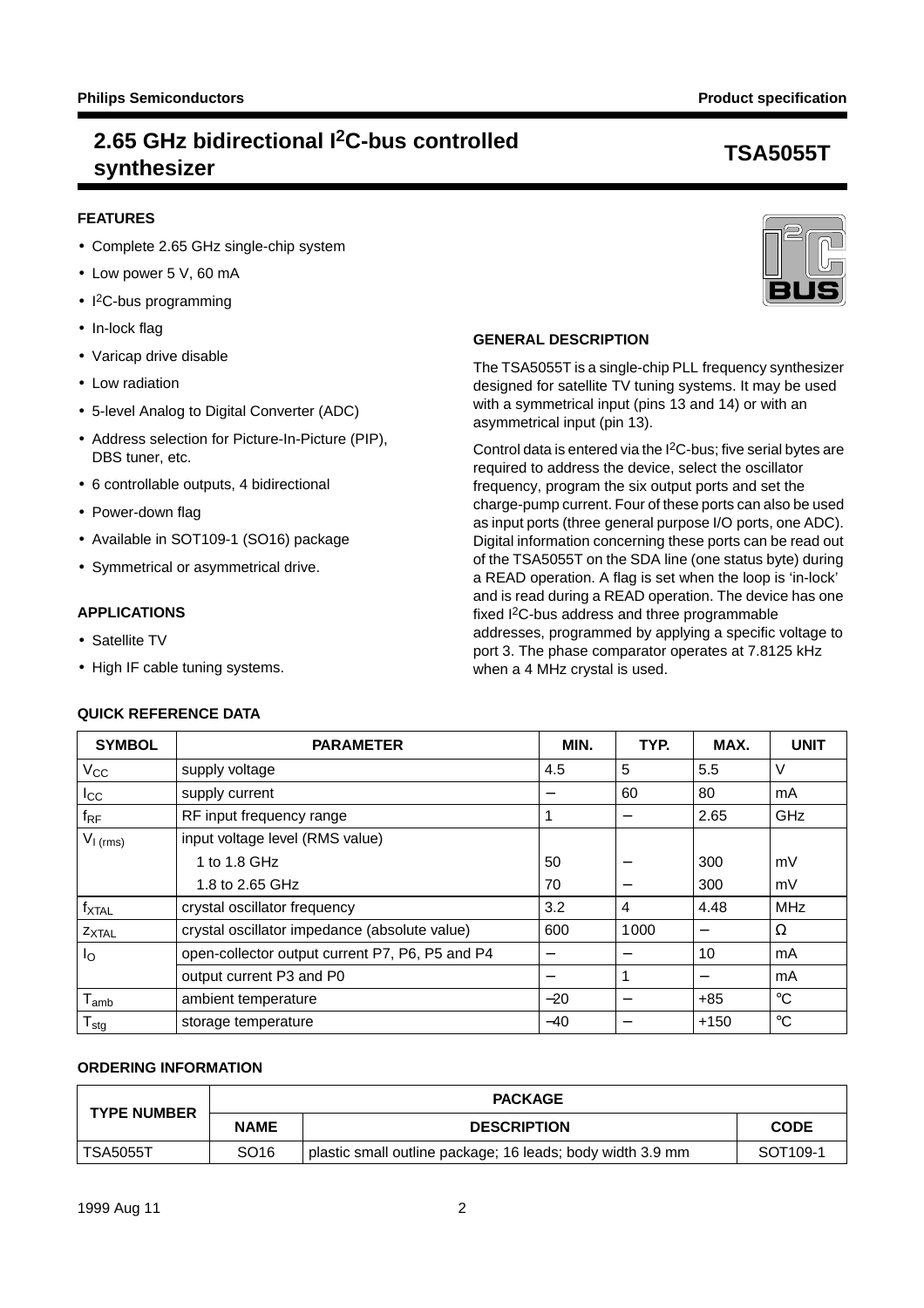# 2.65 GHz bidirectional I²C-bus controlled synthesizer

## TSA5055T

### FEATURES

- Complete 2.65 GHz single-chip system
- Low power 5 V, 60 mA
- I²C-bus programming
- In-lock flag
- Varicap drive disable
- Low radiation
- 5-level Analog to Digital Converter (ADC)
- Address selection for Picture-In-Picture (PIP), DBS tuner, etc.
- 6 controllable outputs, 4 bidirectional
- Power-down flag
- Available in SOT109-1 (SO16) package
- Symmetrical or asymmetrical drive.

### APPLICATIONS

- Satellite TV
- High IF cable tuning systems.

### GENERAL DESCRIPTION

The TSA5055T is a single-chip PLL frequency synthesizer designed for satellite TV tuning systems. It may be used with a symmetrical input (pins 13 and 14) or with an asymmetrical input (pin 13).

Control data is entered via the I²C-bus; five serial bytes are required to address the device, select the oscillator frequency, program the six output ports and set the charge-pump current. Four of these ports can also be used as input ports (three general purpose I/O ports, one ADC). Digital information concerning these ports can be read out of the TSA5055T on the SDA line (one status byte) during a READ operation. A flag is set when the loop is 'in-lock' and is read during a READ operation. The device has one fixed I²C-bus address and three programmable addresses, programmed by applying a specific voltage to port 3. The phase comparator operates at 7.8125 kHz when a 4 MHz crystal is used.

### QUICK REFERENCE DATA

| SYMBOL | PARAMETER | MIN. | TYP. | MAX. | UNIT |
|---|---|---|---|---|---|
| $V_{CC}$ | supply voltage | 4.5 | 5 | 5.5 | V |
| $I_{CC}$ | supply current | − | 60 | 80 | mA |
| $f_{RF}$ | RF input frequency range | 1 | − | 2.65 | GHz |
| $V_{I(rms)}$ | input voltage level (RMS value) | | | | |
| | 1 to 1.8 GHz | 50 | − | 300 | mV |
| | 1.8 to 2.65 GHz | 70 | − | 300 | mV |
| $f_{XTAL}$ | crystal oscillator frequency | 3.2 | 4 | 4.48 | MHz |
| $Z_{XTAL}$ | crystal oscillator impedance (absolute value) | 600 | 1000 | − | Ω |
| $I_O$ | open-collector output current P7, P6, P5 and P4 | − | − | 10 | mA |
| | output current P3 and P0 | − | 1 | − | mA |
| $T_{amb}$ | ambient temperature | −20 | − | +85 | °C |
| $T_{stg}$ | storage temperature | −40 | − | +150 | °C |

### ORDERING INFORMATION

| TYPE NUMBER | PACKAGE | | |
|---|---|---|---|
| | NAME | DESCRIPTION | CODE |
| TSA5055T | SO16 | plastic small outline package; 16 leads; body width 3.9 mm | SOT109-1 |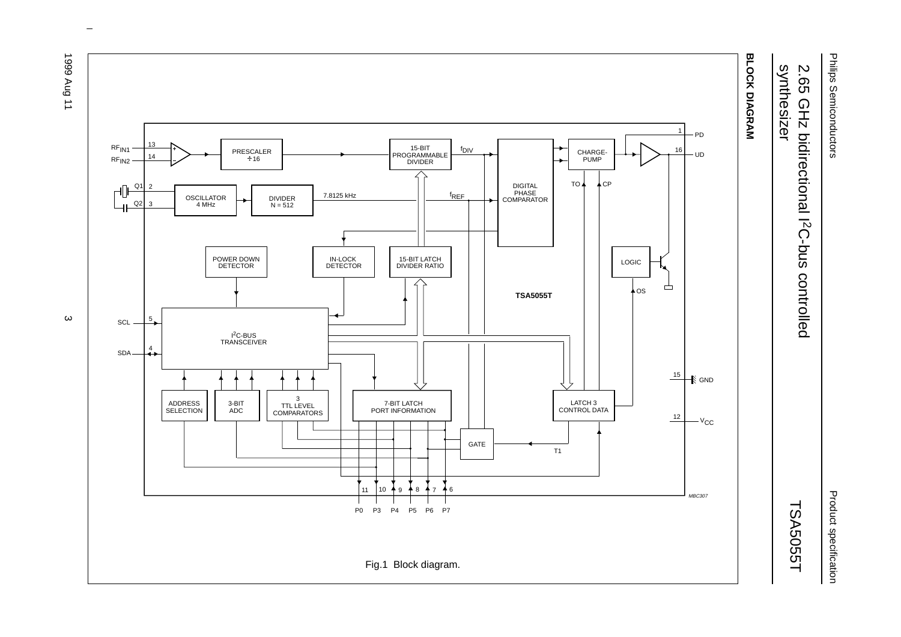## BLOCK DIAGRAM

Fig.1 Block diagram.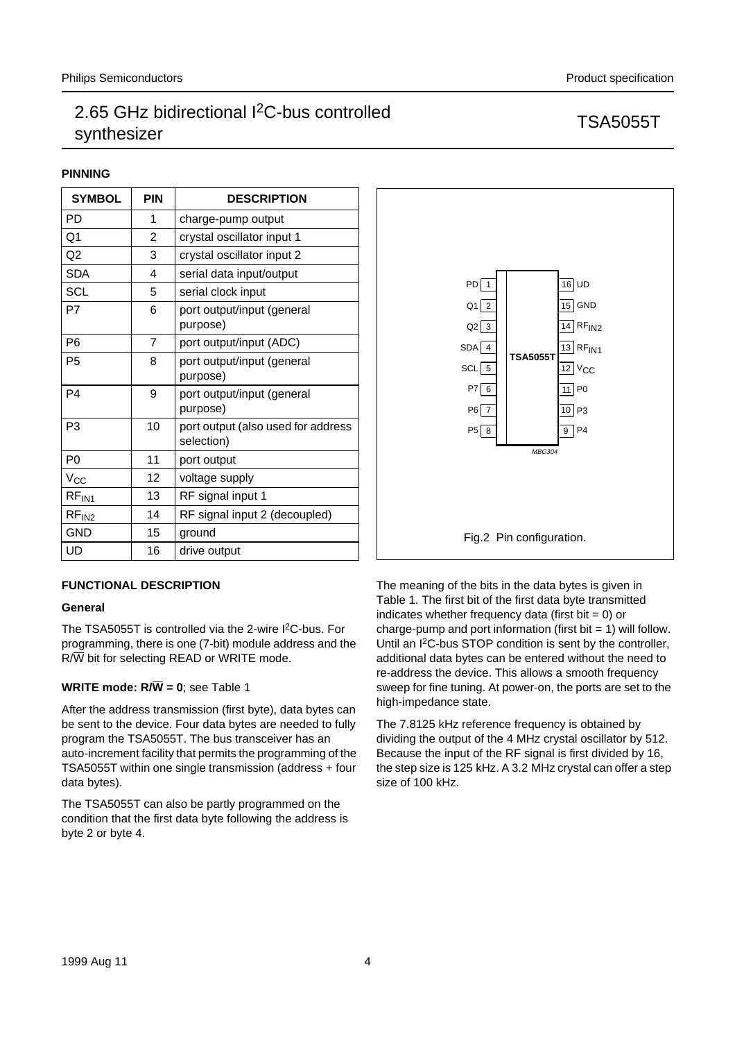## PINNING

| SYMBOL | PIN | DESCRIPTION |
|---|---|---|
| PD | 1 | charge-pump output |
| Q1 | 2 | crystal oscillator input 1 |
| Q2 | 3 | crystal oscillator input 2 |
| SDA | 4 | serial data input/output |
| SCL | 5 | serial clock input |
| P7 | 6 | port output/input (general purpose) |
| P6 | 7 | port output/input (ADC) |
| P5 | 8 | port output/input (general purpose) |
| P4 | 9 | port output/input (general purpose) |
| P3 | 10 | port output (also used for address selection) |
| P0 | 11 | port output |
| $V_{CC}$ | 12 | voltage supply |
| $RF_{IN1}$ | 13 | RF signal input 1 |
| $RF_{IN2}$ | 14 | RF signal input 2 (decoupled) |
| GND | 15 | ground |
| UD | 16 | drive output |

Fig.2 Pin configuration.

## FUNCTIONAL DESCRIPTION

### General

The TSA5055T is controlled via the 2-wire I²C-bus. For programming, there is one (7-bit) module address and the R/W̄ bit for selecting READ or WRITE mode.

**WRITE mode: R/W̄ = 0**; see Table 1

After the address transmission (first byte), data bytes can be sent to the device. Four data bytes are needed to fully program the TSA5055T. The bus transceiver has an auto-increment facility that permits the programming of the TSA5055T within one single transmission (address + four data bytes).

The TSA5055T can also be partly programmed on the condition that the first data byte following the address is byte 2 or byte 4.

The meaning of the bits in the data bytes is given in Table 1. The first bit of the first data byte transmitted indicates whether frequency data (first bit = 0) or charge-pump and port information (first bit = 1) will follow. Until an I²C-bus STOP condition is sent by the controller, additional data bytes can be entered without the need to re-address the device. This allows a smooth frequency sweep for fine tuning. At power-on, the ports are set to the high-impedance state.

The 7.8125 kHz reference frequency is obtained by dividing the output of the 4 MHz crystal oscillator by 512. Because the input of the RF signal is first divided by 16, the step size is 125 kHz. A 3.2 MHz crystal can offer a step size of 100 kHz.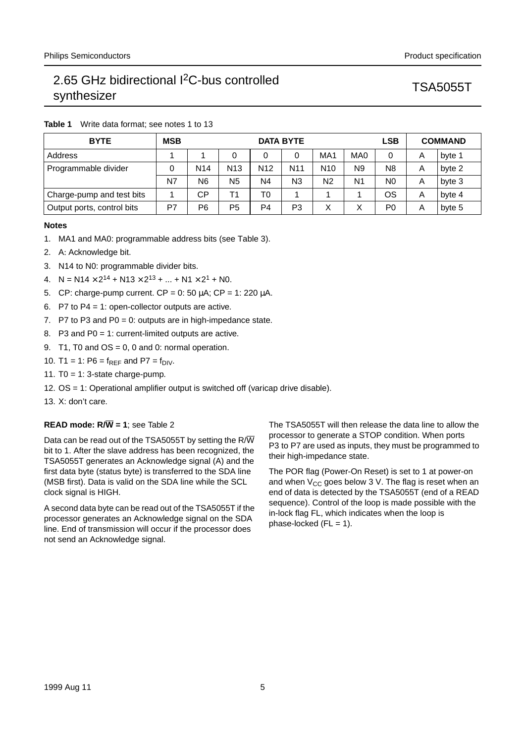**Table 1** Write data format; see notes 1 to 13

| BYTE | MSB | | | DATA BYTE | | | | LSB | COMMAND | |
|---|---|---|---|---|---|---|---|---|---|---|
| Address | 1 | 1 | 0 | 0 | 0 | MA1 | MA0 | 0 | A | byte 1 |
| Programmable divider | 0 | N14 | N13 | N12 | N11 | N10 | N9 | N8 | A | byte 2 |
| | N7 | N6 | N5 | N4 | N3 | N2 | N1 | N0 | A | byte 3 |
| Charge-pump and test bits | 1 | CP | T1 | T0 | 1 | 1 | 1 | OS | A | byte 4 |
| Output ports, control bits | P7 | P6 | P5 | P4 | P3 | X | X | P0 | A | byte 5 |

**Notes**

1. MA1 and MA0: programmable address bits (see Table 3).
2. A: Acknowledge bit.
3. N14 to N0: programmable divider bits.
4. $N = N14 \times 2^{14} + N13 \times 2^{13} + ... + N1 \times 2^{1} + N0$.
5. CP: charge-pump current. CP = 0: 50 μA; CP = 1: 220 μA.
6. P7 to P4 = 1: open-collector outputs are active.
7. P7 to P3 and P0 = 0: outputs are in high-impedance state.
8. P3 and P0 = 1: current-limited outputs are active.
9. T1, T0 and OS = 0, 0 and 0: normal operation.
10. T1 = 1: P6 = $f_{REF}$ and P7 = $f_{DIV}$.
11. T0 = 1: 3-state charge-pump.
12. OS = 1: Operational amplifier output is switched off (varicap drive disable).
13. X: don't care.

**READ mode: R/$\overline{W}$ = 1**; see Table 2

Data can be read out of the TSA5055T by setting the R/$\overline{W}$ bit to 1. After the slave address has been recognized, the TSA5055T generates an Acknowledge signal (A) and the first data byte (status byte) is transferred to the SDA line (MSB first). Data is valid on the SDA line while the SCL clock signal is HIGH.

A second data byte can be read out of the TSA5055T if the processor generates an Acknowledge signal on the SDA line. End of transmission will occur if the processor does not send an Acknowledge signal.

The TSA5055T will then release the data line to allow the processor to generate a STOP condition. When ports P3 to P7 are used as inputs, they must be programmed to their high-impedance state.

The POR flag (Power-On Reset) is set to 1 at power-on and when $V_{CC}$ goes below 3 V. The flag is reset when an end of data is detected by the TSA5055T (end of a READ sequence). Control of the loop is made possible with the in-lock flag FL, which indicates when the loop is phase-locked (FL = 1).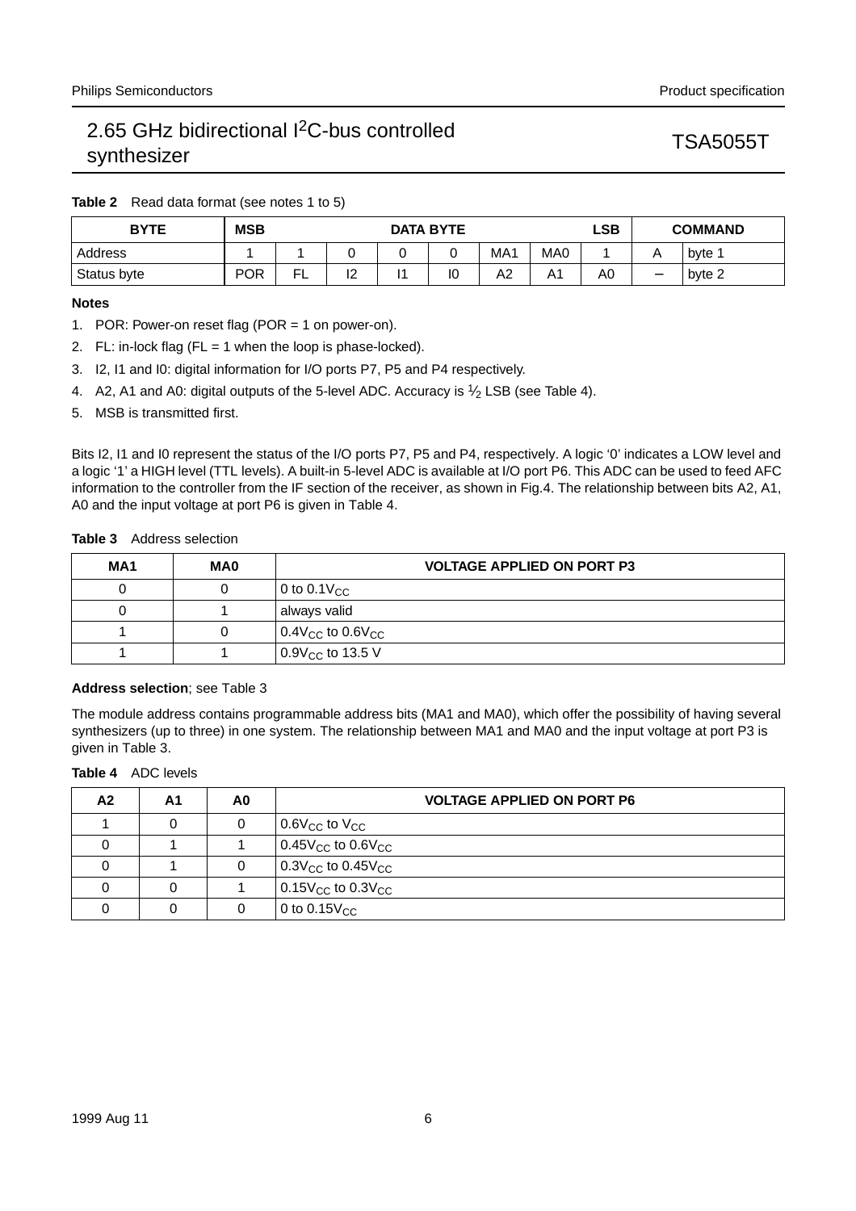**Table 2** Read data format (see notes 1 to 5)

| BYTE | MSB | | | DATA BYTE | | | | LSB | COMMAND | |
|---|---|---|---|---|---|---|---|---|---|---|
| Address | 1 | 1 | 0 | 0 | 0 | MA1 | MA0 | 1 | A | byte 1 |
| Status byte | POR | FL | I2 | I1 | I0 | A2 | A1 | A0 | − | byte 2 |

**Notes**

1. POR: Power-on reset flag (POR = 1 on power-on).
2. FL: in-lock flag (FL = 1 when the loop is phase-locked).
3. I2, I1 and I0: digital information for I/O ports P7, P5 and P4 respectively.
4. A2, A1 and A0: digital outputs of the 5-level ADC. Accuracy is $\frac{1}{2}$ LSB (see Table 4).
5. MSB is transmitted first.

Bits I2, I1 and I0 represent the status of the I/O ports P7, P5 and P4, respectively. A logic '0' indicates a LOW level and a logic '1' a HIGH level (TTL levels). A built-in 5-level ADC is available at I/O port P6. This ADC can be used to feed AFC information to the controller from the IF section of the receiver, as shown in Fig.4. The relationship between bits A2, A1, A0 and the input voltage at port P6 is given in Table 4.

**Table 3** Address selection

| MA1 | MA0 | VOLTAGE APPLIED ON PORT P3 |
|---|---|---|
| 0 | 0 | 0 to $0.1V_{CC}$ |
| 0 | 1 | always valid |
| 1 | 0 | $0.4V_{CC}$ to $0.6V_{CC}$ |
| 1 | 1 | $0.9V_{CC}$ to 13.5 V |

**Address selection**; see Table 3

The module address contains programmable address bits (MA1 and MA0), which offer the possibility of having several synthesizers (up to three) in one system. The relationship between MA1 and MA0 and the input voltage at port P3 is given in Table 3.

**Table 4** ADC levels

| A2 | A1 | A0 | VOLTAGE APPLIED ON PORT P6 |
|---|---|---|---|
| 1 | 0 | 0 | $0.6V_{CC}$ to $V_{CC}$ |
| 0 | 1 | 1 | $0.45V_{CC}$ to $0.6V_{CC}$ |
| 0 | 1 | 0 | $0.3V_{CC}$ to $0.45V_{CC}$ |
| 0 | 0 | 1 | $0.15V_{CC}$ to $0.3V_{CC}$ |
| 0 | 0 | 0 | 0 to $0.15V_{CC}$ |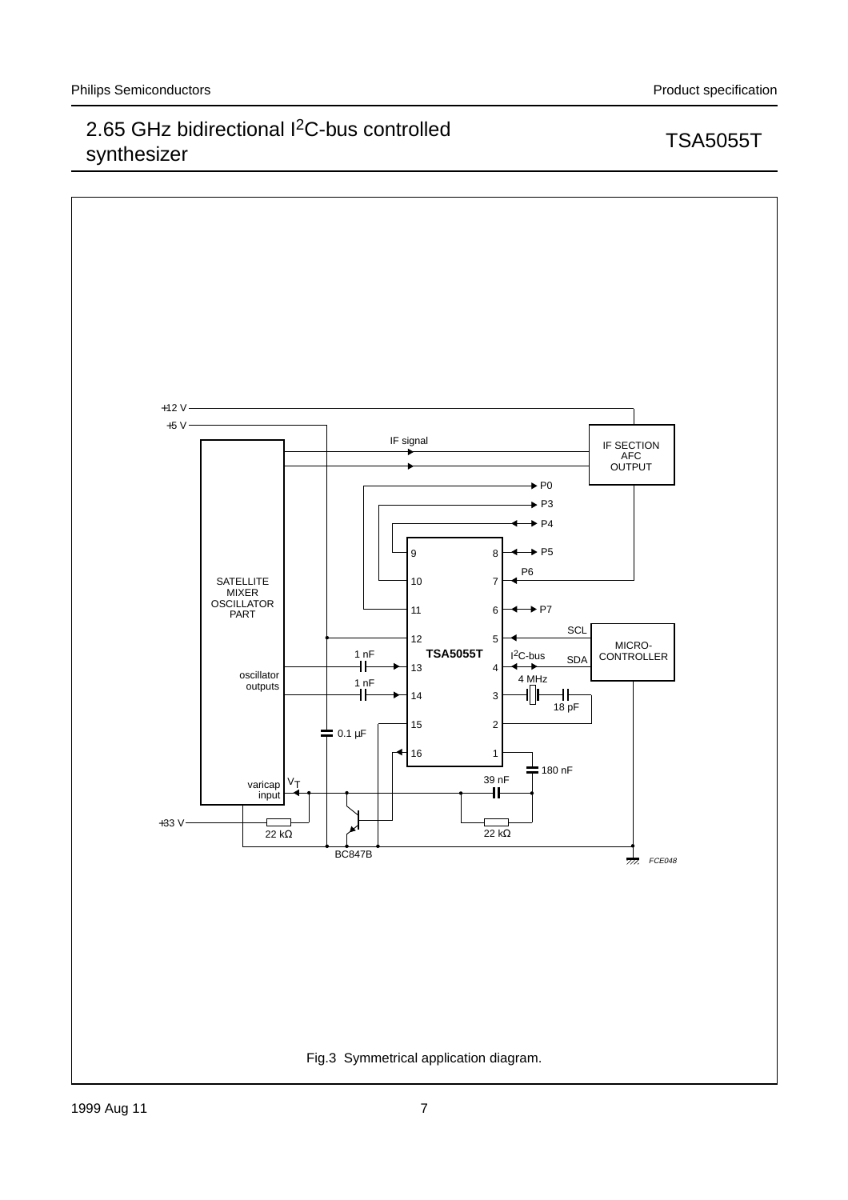Fig.3 Symmetrical application diagram.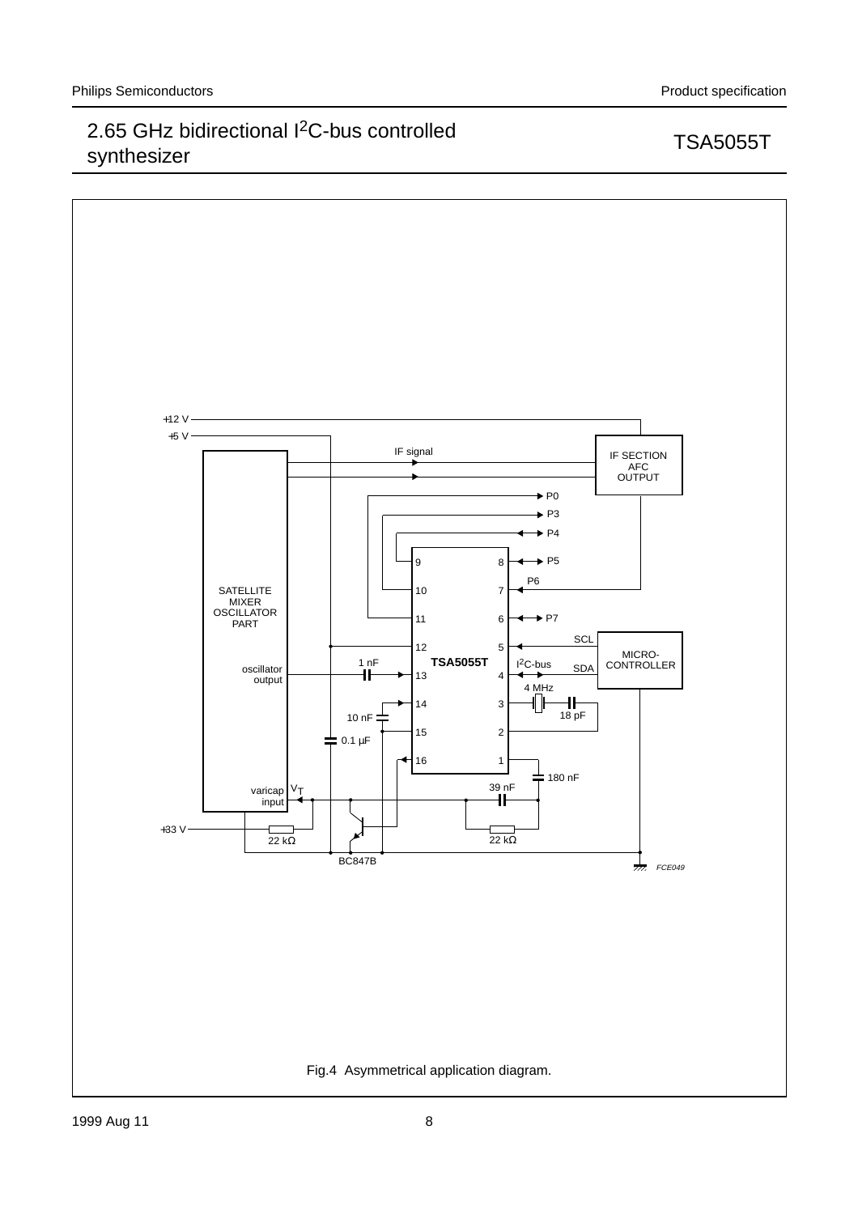Fig.4 Asymmetrical application diagram.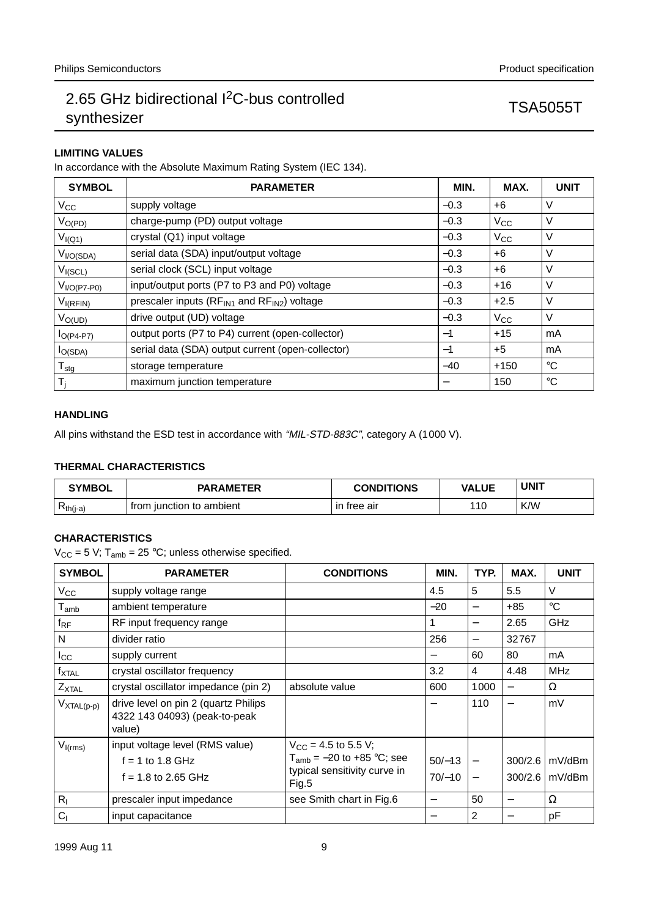## LIMITING VALUES

In accordance with the Absolute Maximum Rating System (IEC 134).

| SYMBOL | PARAMETER | MIN. | MAX. | UNIT |
|---|---|---|---|---|
| $V_{CC}$ | supply voltage | −0.3 | +6 | V |
| $V_{O(PD)}$ | charge-pump (PD) output voltage | −0.3 | $V_{CC}$ | V |
| $V_{I(Q1)}$ | crystal (Q1) input voltage | −0.3 | $V_{CC}$ | V |
| $V_{I/O(SDA)}$ | serial data (SDA) input/output voltage | −0.3 | +6 | V |
| $V_{I(SCL)}$ | serial clock (SCL) input voltage | −0.3 | +6 | V |
| $V_{I/O(P7-P0)}$ | input/output ports (P7 to P3 and P0) voltage | −0.3 | +16 | V |
| $V_{I(RFIN)}$ | prescaler inputs ($RF_{IN1}$ and $RF_{IN2}$) voltage | −0.3 | +2.5 | V |
| $V_{O(UD)}$ | drive output (UD) voltage | −0.3 | $V_{CC}$ | V |
| $I_{O(P4-P7)}$ | output ports (P7 to P4) current (open-collector) | −1 | +15 | mA |
| $I_{O(SDA)}$ | serial data (SDA) output current (open-collector) | −1 | +5 | mA |
| $T_{stg}$ | storage temperature | −40 | +150 | °C |
| $T_j$ | maximum junction temperature | − | 150 | °C |

## HANDLING

All pins withstand the ESD test in accordance with *"MIL-STD-883C"*, category A (1000 V).

## THERMAL CHARACTERISTICS

| SYMBOL | PARAMETER | CONDITIONS | VALUE | UNIT |
|---|---|---|---|---|
| $R_{th(j-a)}$ | from junction to ambient | in free air | 110 | K/W |

## CHARACTERISTICS

$V_{CC}$ = 5 V; $T_{amb}$ = 25 °C; unless otherwise specified.

| SYMBOL | PARAMETER | CONDITIONS | MIN. | TYP. | MAX. | UNIT |
|---|---|---|---|---|---|---|
| $V_{CC}$ | supply voltage range | | 4.5 | 5 | 5.5 | V |
| $T_{amb}$ | ambient temperature | | −20 | − | +85 | °C |
| $f_{RF}$ | RF input frequency range | | 1 | − | 2.65 | GHz |
| N | divider ratio | | 256 | − | 32767 | |
| $I_{CC}$ | supply current | | − | 60 | 80 | mA |
| $f_{XTAL}$ | crystal oscillator frequency | | 3.2 | 4 | 4.48 | MHz |
| $Z_{XTAL}$ | crystal oscillator impedance (pin 2) | absolute value | 600 | 1000 | − | Ω |
| $V_{XTAL(p-p)}$ | drive level on pin 2 (quartz Philips 4322 143 04093) (peak-to-peak value) | | − | 110 | − | mV |
| $V_{I(rms)}$ | input voltage level (RMS value) | $V_{CC}$ = 4.5 to 5.5 V; $T_{amb}$ = −20 to +85 °C; see typical sensitivity curve in Fig.5 | | | | |
| | f = 1 to 1.8 GHz | | 50/−13 | − | 300/2.6 | mV/dBm |
| | f = 1.8 to 2.65 GHz | | 70/−10 | − | 300/2.6 | mV/dBm |
| $R_I$ | prescaler input impedance | see Smith chart in Fig.6 | − | 50 | − | Ω |
| $C_I$ | input capacitance | | − | 2 | − | pF |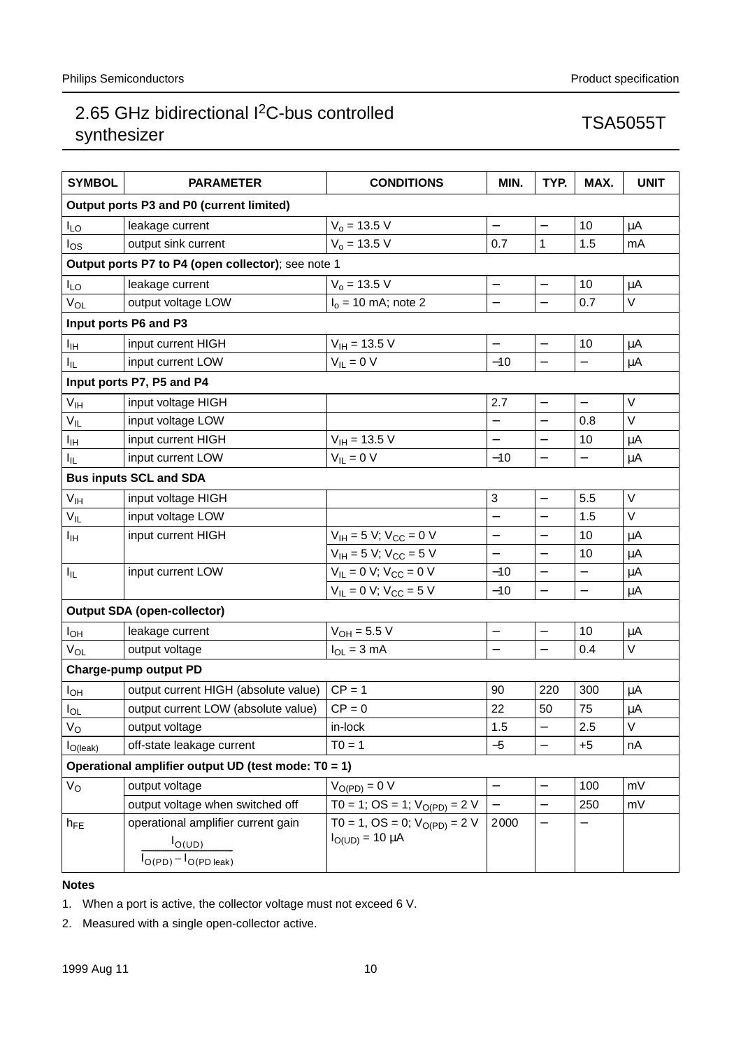| SYMBOL | PARAMETER | CONDITIONS | MIN. | TYP. | MAX. | UNIT |
|---|---|---|---|---|---|---|
| **Output ports P3 and P0 (current limited)** | | | | | | |
| $I_{LO}$ | leakage current | $V_o$ = 13.5 V | – | – | 10 | μA |
| $I_{OS}$ | output sink current | $V_o$ = 13.5 V | 0.7 | 1 | 1.5 | mA |
| **Output ports P7 to P4 (open collector)**; see note 1 | | | | | | |
| $I_{LO}$ | leakage current | $V_o$ = 13.5 V | – | – | 10 | μA |
| $V_{OL}$ | output voltage LOW | $I_o$ = 10 mA; note 2 | – | – | 0.7 | V |
| **Input ports P6 and P3** | | | | | | |
| $I_{IH}$ | input current HIGH | $V_{IH}$ = 13.5 V | – | – | 10 | μA |
| $I_{IL}$ | input current LOW | $V_{IL}$ = 0 V | −10 | – | – | μA |
| **Input ports P7, P5 and P4** | | | | | | |
| $V_{IH}$ | input voltage HIGH | | 2.7 | – | – | V |
| $V_{IL}$ | input voltage LOW | | – | – | 0.8 | V |
| $I_{IH}$ | input current HIGH | $V_{IH}$ = 13.5 V | – | – | 10 | μA |
| $I_{IL}$ | input current LOW | $V_{IL}$ = 0 V | −10 | – | – | μA |
| **Bus inputs SCL and SDA** | | | | | | |
| $V_{IH}$ | input voltage HIGH | | 3 | – | 5.5 | V |
| $V_{IL}$ | input voltage LOW | | – | – | 1.5 | V |
| $I_{IH}$ | input current HIGH | $V_{IH}$ = 5 V; $V_{CC}$ = 0 V | – | – | 10 | μA |
| | | $V_{IH}$ = 5 V; $V_{CC}$ = 5 V | – | – | 10 | μA |
| $I_{IL}$ | input current LOW | $V_{IL}$ = 0 V; $V_{CC}$ = 0 V | −10 | – | – | μA |
| | | $V_{IL}$ = 0 V; $V_{CC}$ = 5 V | −10 | – | – | μA |
| **Output SDA (open-collector)** | | | | | | |
| $I_{OH}$ | leakage current | $V_{OH}$ = 5.5 V | – | – | 10 | μA |
| $V_{OL}$ | output voltage | $I_{OL}$ = 3 mA | – | – | 0.4 | V |
| **Charge-pump output PD** | | | | | | |
| $I_{OH}$ | output current HIGH (absolute value) | CP = 1 | 90 | 220 | 300 | μA |
| $I_{OL}$ | output current LOW (absolute value) | CP = 0 | 22 | 50 | 75 | μA |
| $V_O$ | output voltage | in-lock | 1.5 | – | 2.5 | V |
| $I_{O(leak)}$ | off-state leakage current | T0 = 1 | −5 | – | +5 | nA |
| **Operational amplifier output UD (test mode: T0 = 1)** | | | | | | |
| $V_O$ | output voltage | $V_{O(PD)}$ = 0 V | – | – | 100 | mV |
| | output voltage when switched off | T0 = 1; OS = 1; $V_{O(PD)}$ = 2 V | – | – | 250 | mV |
| $h_{FE}$ | operational amplifier current gain $\frac{I_{O(UD)}}{I_{O(PD)} - I_{O(PD\ leak)}}$ | T0 = 1, OS = 0; $V_{O(PD)}$ = 2 V; $I_{O(UD)}$ = 10 μA | 2000 | – | – | |

**Notes**

1. When a port is active, the collector voltage must not exceed 6 V.
2. Measured with a single open-collector active.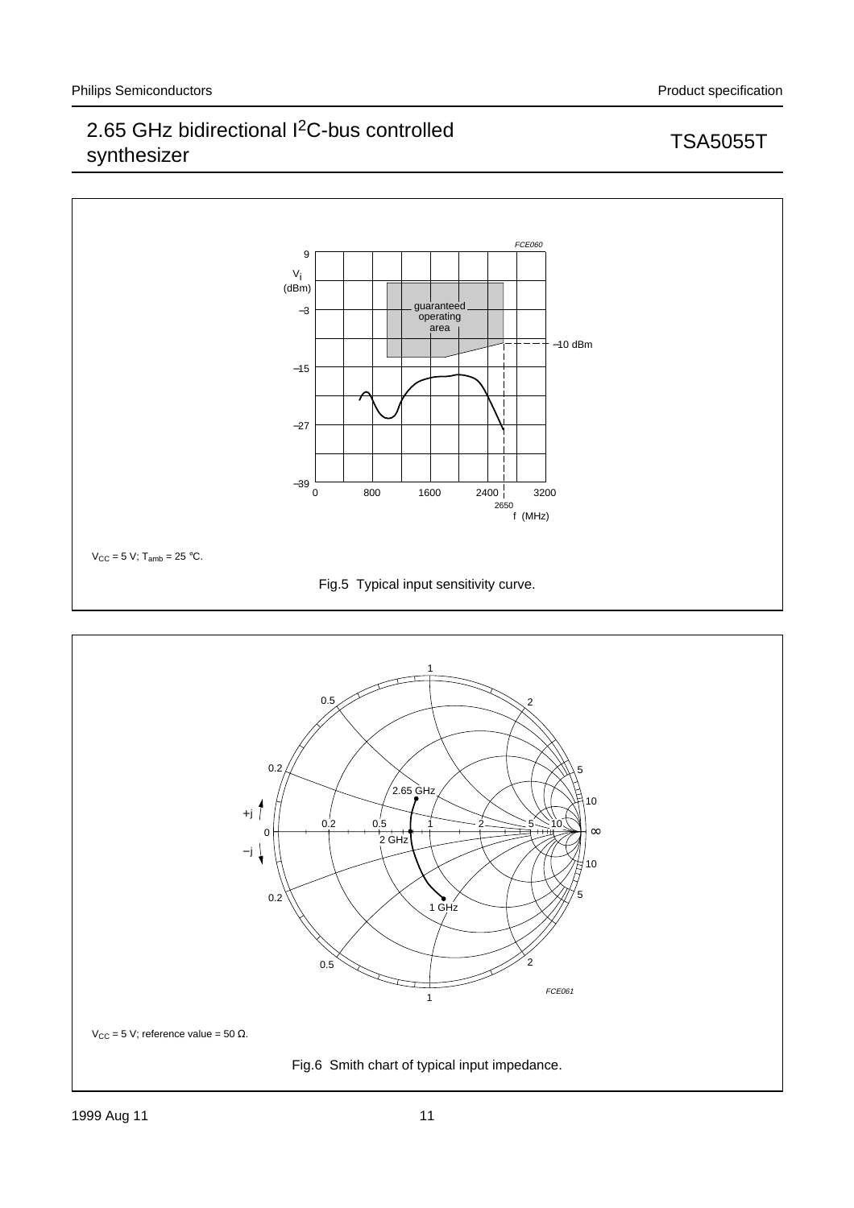$V_{CC}$ = 5 V; $T_{amb}$ = 25 °C.

Fig.5 Typical input sensitivity curve.

$V_{CC}$ = 5 V; reference value = 50 Ω.

Fig.6 Smith chart of typical input impedance.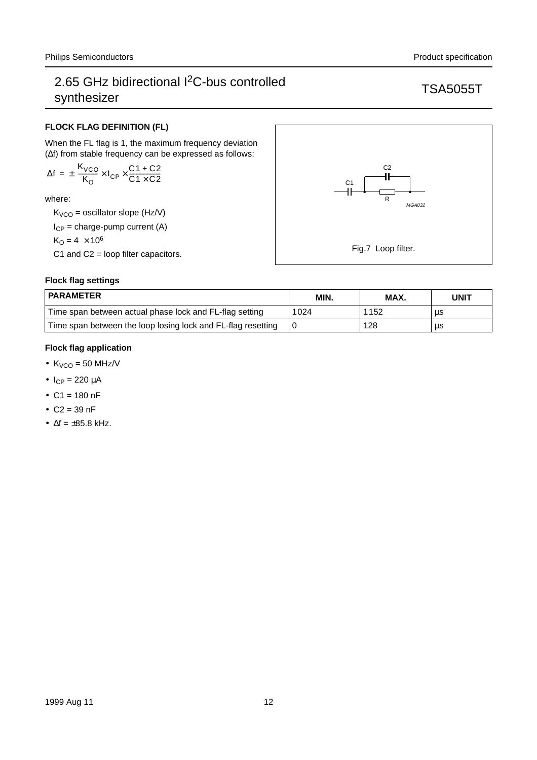### FLOCK FLAG DEFINITION (FL)

When the FL flag is 1, the maximum frequency deviation ($\Delta f$) from stable frequency can be expressed as follows:

$$\Delta f = \pm \frac{K_{VCO}}{K_O} \times I_{CP} \times \frac{C1 + C2}{C1 \times C2}$$

where:

$K_{VCO}$ = oscillator slope (Hz/V)

$I_{CP}$ = charge-pump current (A)

$K_O = 4 \times 10^6$

C1 and C2 = loop filter capacitors.

Fig.7 Loop filter.

#### Flock flag settings

| PARAMETER | MIN. | MAX. | UNIT |
|---|---|---|---|
| Time span between actual phase lock and FL-flag setting | 1024 | 1152 | μs |
| Time span between the loop losing lock and FL-flag resetting | 0 | 128 | μs |

#### Flock flag application

- $K_{VCO}$ = 50 MHz/V
- $I_{CP}$ = 220 μA
- C1 = 180 nF
- C2 = 39 nF
- $\Delta f = \pm 85.8$ kHz.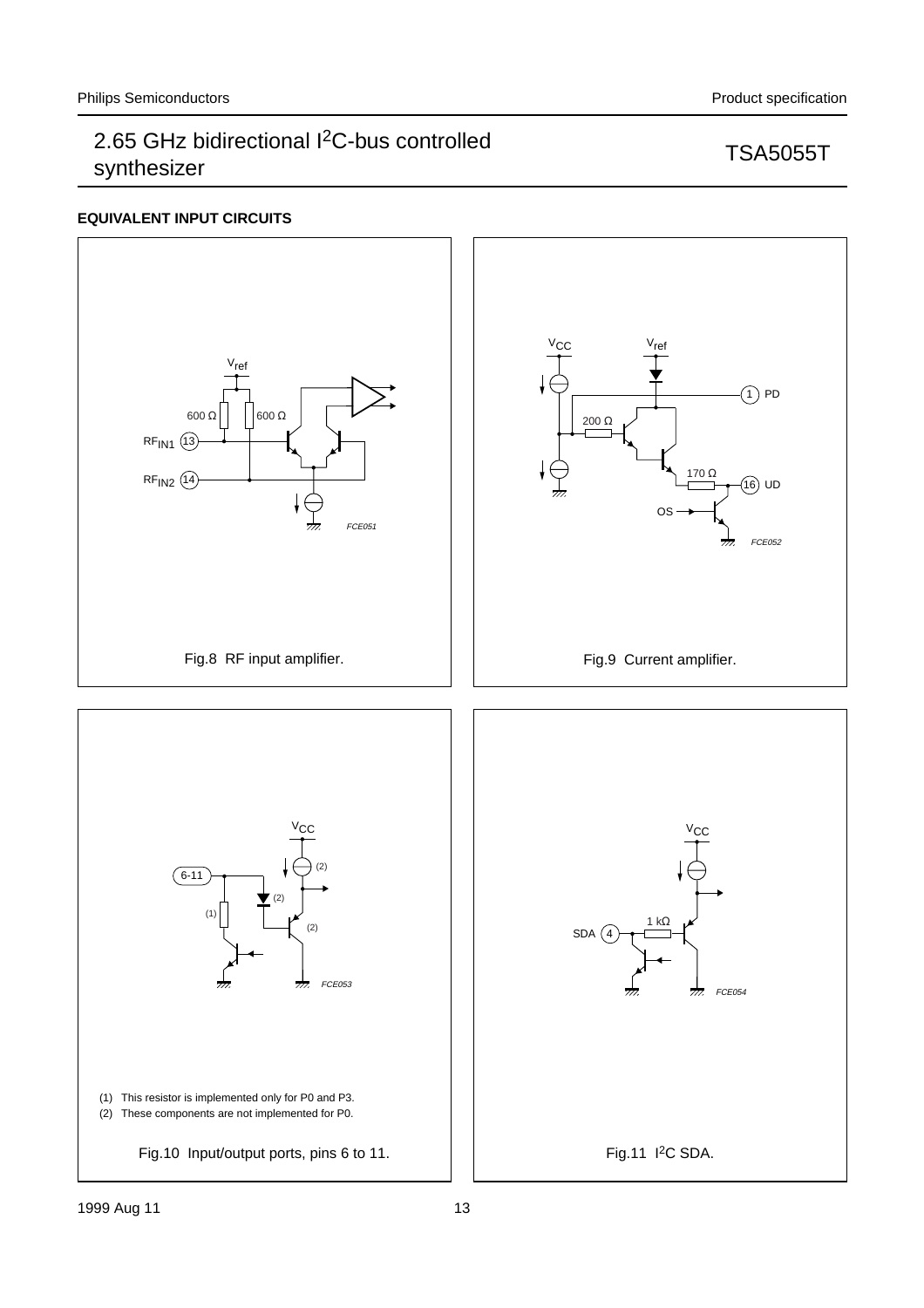## EQUIVALENT INPUT CIRCUITS

Fig.8 RF input amplifier.

Fig.9 Current amplifier.

(1) This resistor is implemented only for P0 and P3.

(2) These components are not implemented for P0.

Fig.10 Input/output ports, pins 6 to 11.

Fig.11 $I^2C$ SDA.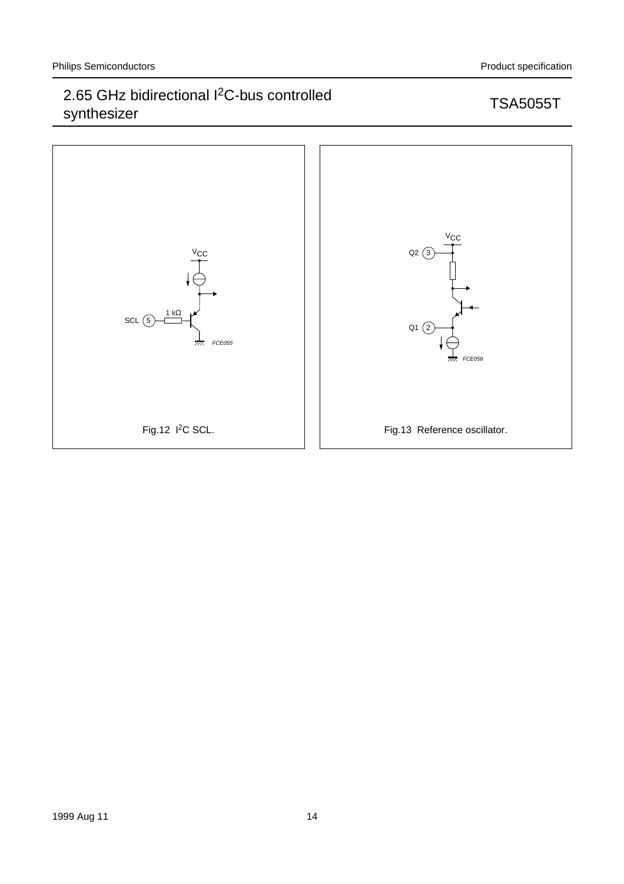Fig.12 $I^2C$ SCL.

Fig.13 Reference oscillator.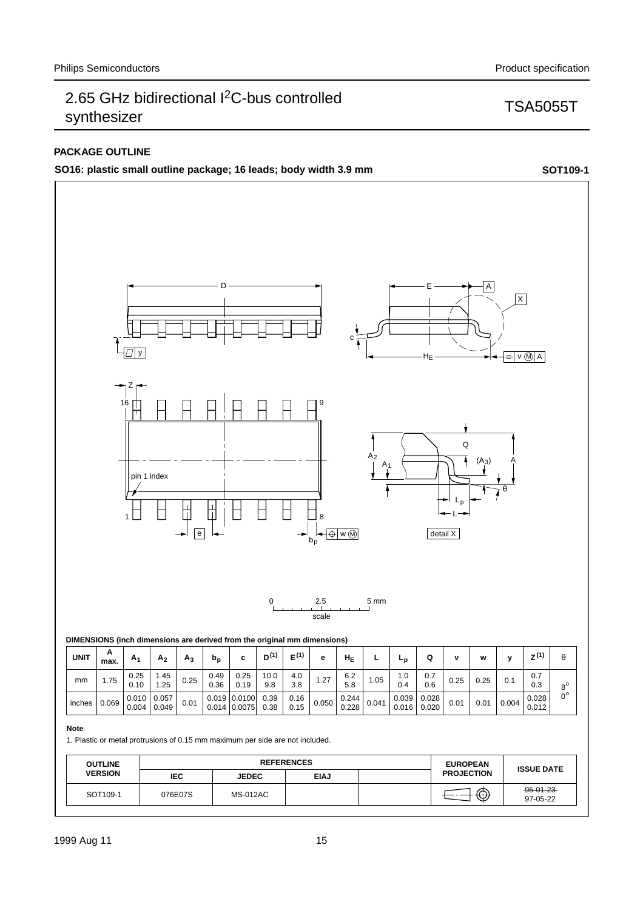## PACKAGE OUTLINE

**SO16: plastic small outline package; 16 leads; body width 3.9 mm** **SOT109-1**

**DIMENSIONS (inch dimensions are derived from the original mm dimensions)**

| UNIT | A max. | $A_1$ | $A_2$ | $A_3$ | $b_p$ | c | $D^{(1)}$ | $E^{(1)}$ | e | $H_E$ | L | $L_p$ | Q | v | w | y | $Z^{(1)}$ | θ |
|---|---|---|---|---|---|---|---|---|---|---|---|---|---|---|---|---|---|---|
| mm | 1.75 | 0.25<br>0.10 | 1.45<br>1.25 | 0.25 | 0.49<br>0.36 | 0.25<br>0.19 | 10.0<br>9.8 | 4.0<br>3.8 | 1.27 | 6.2<br>5.8 | 1.05 | 1.0<br>0.4 | 0.7<br>0.6 | 0.25 | 0.25 | 0.1 | 0.7<br>0.3 | 8°<br>0° |
| inches | 0.069 | 0.010<br>0.004 | 0.057<br>0.049 | 0.01 | 0.019<br>0.014 | 0.0100<br>0.0075 | 0.39<br>0.38 | 0.16<br>0.15 | 0.050 | 0.244<br>0.228 | 0.041 | 0.039<br>0.016 | 0.028<br>0.020 | 0.01 | 0.01 | 0.004 | 0.028<br>0.012 | |

**Note**

1. Plastic or metal protrusions of 0.15 mm maximum per side are not included.

| OUTLINE VERSION | REFERENCES | | | | EUROPEAN PROJECTION | ISSUE DATE |
|---|---|---|---|---|---|---|
| | IEC | JEDEC | EIAJ | | | |
| SOT109-1 | 076E07S | MS-012AC | | | | ~~95-01-23~~<br>97-05-22 |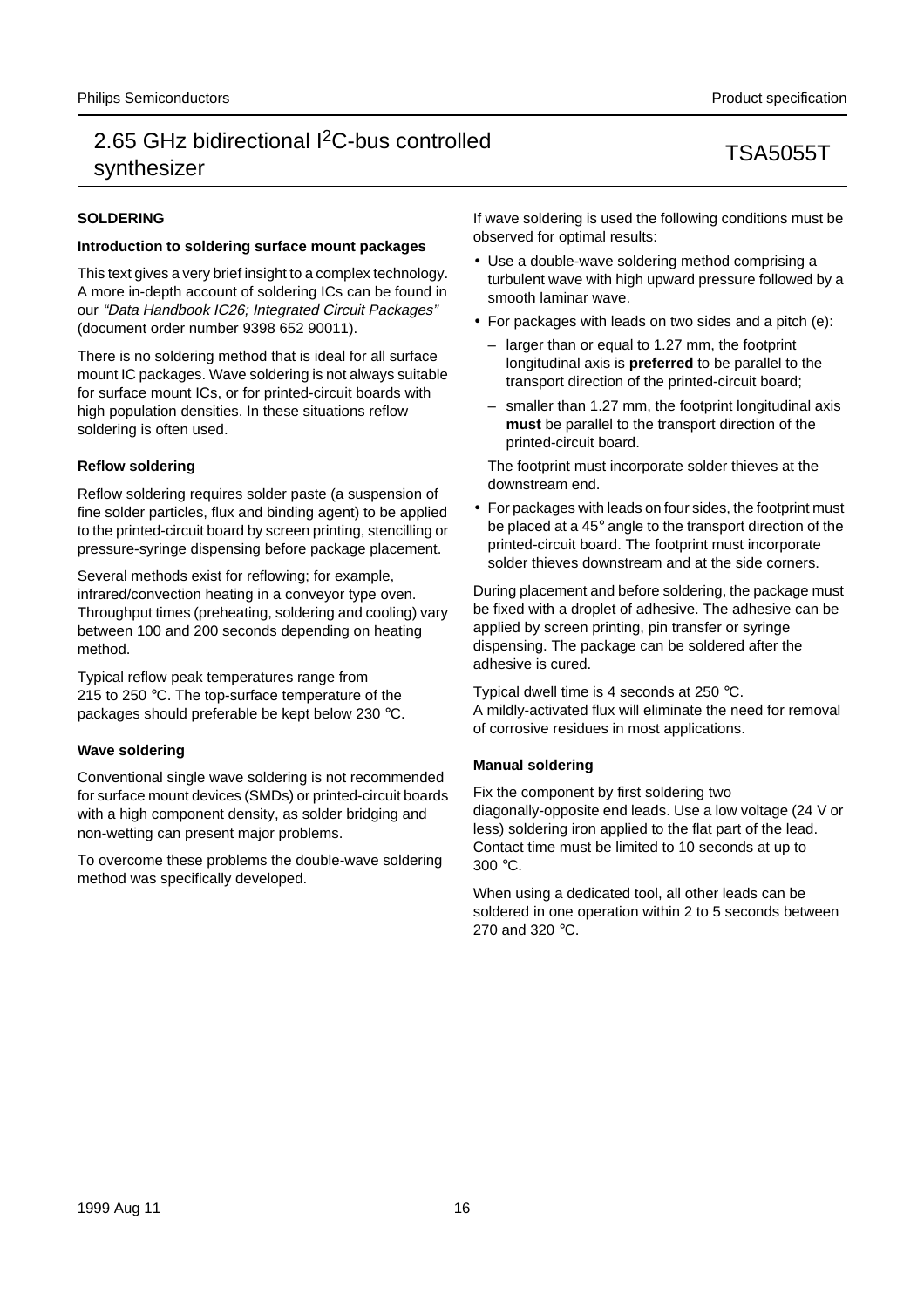## SOLDERING

### Introduction to soldering surface mount packages

This text gives a very brief insight to a complex technology. A more in-depth account of soldering ICs can be found in our *"Data Handbook IC26; Integrated Circuit Packages"* (document order number 9398 652 90011).

There is no soldering method that is ideal for all surface mount IC packages. Wave soldering is not always suitable for surface mount ICs, or for printed-circuit boards with high population densities. In these situations reflow soldering is often used.

### Reflow soldering

Reflow soldering requires solder paste (a suspension of fine solder particles, flux and binding agent) to be applied to the printed-circuit board by screen printing, stencilling or pressure-syringe dispensing before package placement.

Several methods exist for reflowing; for example, infrared/convection heating in a conveyor type oven. Throughput times (preheating, soldering and cooling) vary between 100 and 200 seconds depending on heating method.

Typical reflow peak temperatures range from 215 to 250 °C. The top-surface temperature of the packages should preferable be kept below 230 °C.

### Wave soldering

Conventional single wave soldering is not recommended for surface mount devices (SMDs) or printed-circuit boards with a high component density, as solder bridging and non-wetting can present major problems.

To overcome these problems the double-wave soldering method was specifically developed.

If wave soldering is used the following conditions must be observed for optimal results:

- Use a double-wave soldering method comprising a turbulent wave with high upward pressure followed by a smooth laminar wave.
- For packages with leads on two sides and a pitch (e):
  - larger than or equal to 1.27 mm, the footprint longitudinal axis is **preferred** to be parallel to the transport direction of the printed-circuit board;
  - smaller than 1.27 mm, the footprint longitudinal axis **must** be parallel to the transport direction of the printed-circuit board.

  The footprint must incorporate solder thieves at the downstream end.
- For packages with leads on four sides, the footprint must be placed at a 45° angle to the transport direction of the printed-circuit board. The footprint must incorporate solder thieves downstream and at the side corners.

During placement and before soldering, the package must be fixed with a droplet of adhesive. The adhesive can be applied by screen printing, pin transfer or syringe dispensing. The package can be soldered after the adhesive is cured.

Typical dwell time is 4 seconds at 250 °C.
A mildly-activated flux will eliminate the need for removal of corrosive residues in most applications.

### Manual soldering

Fix the component by first soldering two diagonally-opposite end leads. Use a low voltage (24 V or less) soldering iron applied to the flat part of the lead. Contact time must be limited to 10 seconds at up to 300 °C.

When using a dedicated tool, all other leads can be soldered in one operation within 2 to 5 seconds between 270 and 320 °C.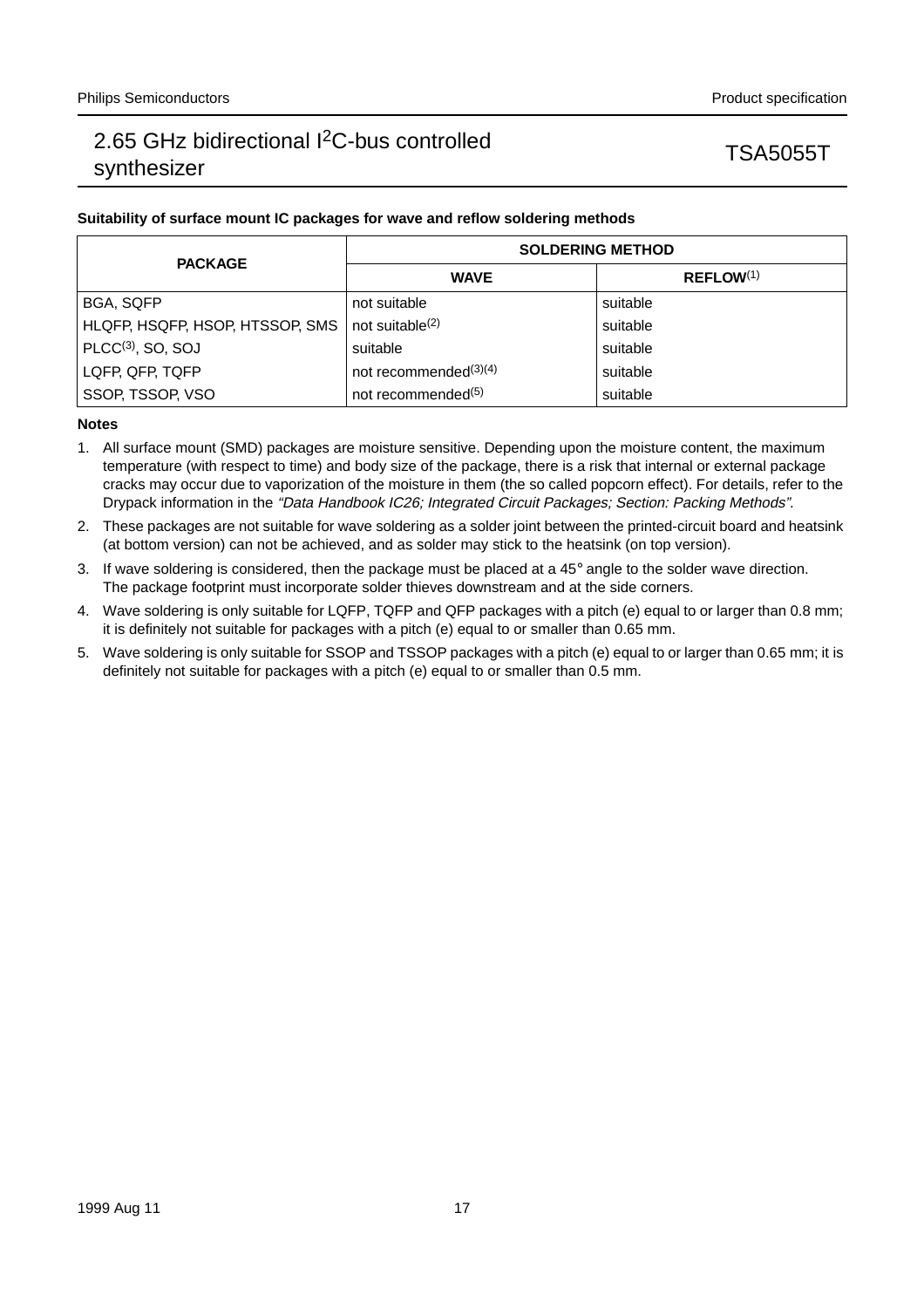**Suitability of surface mount IC packages for wave and reflow soldering methods**

| PACKAGE | SOLDERING METHOD | |
|---|---|---|
| | WAVE | REFLOW[1] |
| BGA, SQFP | not suitable | suitable |
| HLQFP, HSQFP, HSOP, HTSSOP, SMS | not suitable[2] | suitable |
| PLCC[3], SO, SOJ | suitable | suitable |
| LQFP, QFP, TQFP | not recommended[3][4] | suitable |
| SSOP, TSSOP, VSO | not recommended[5] | suitable |

**Notes**

1. All surface mount (SMD) packages are moisture sensitive. Depending upon the moisture content, the maximum temperature (with respect to time) and body size of the package, there is a risk that internal or external package cracks may occur due to vaporization of the moisture in them (the so called popcorn effect). For details, refer to the Drypack information in the *“Data Handbook IC26; Integrated Circuit Packages; Section: Packing Methods”*.
2. These packages are not suitable for wave soldering as a solder joint between the printed-circuit board and heatsink (at bottom version) can not be achieved, and as solder may stick to the heatsink (on top version).
3. If wave soldering is considered, then the package must be placed at a 45° angle to the solder wave direction. The package footprint must incorporate solder thieves downstream and at the side corners.
4. Wave soldering is only suitable for LQFP, TQFP and QFP packages with a pitch (e) equal to or larger than 0.8 mm; it is definitely not suitable for packages with a pitch (e) equal to or smaller than 0.65 mm.
5. Wave soldering is only suitable for SSOP and TSSOP packages with a pitch (e) equal to or larger than 0.65 mm; it is definitely not suitable for packages with a pitch (e) equal to or smaller than 0.5 mm.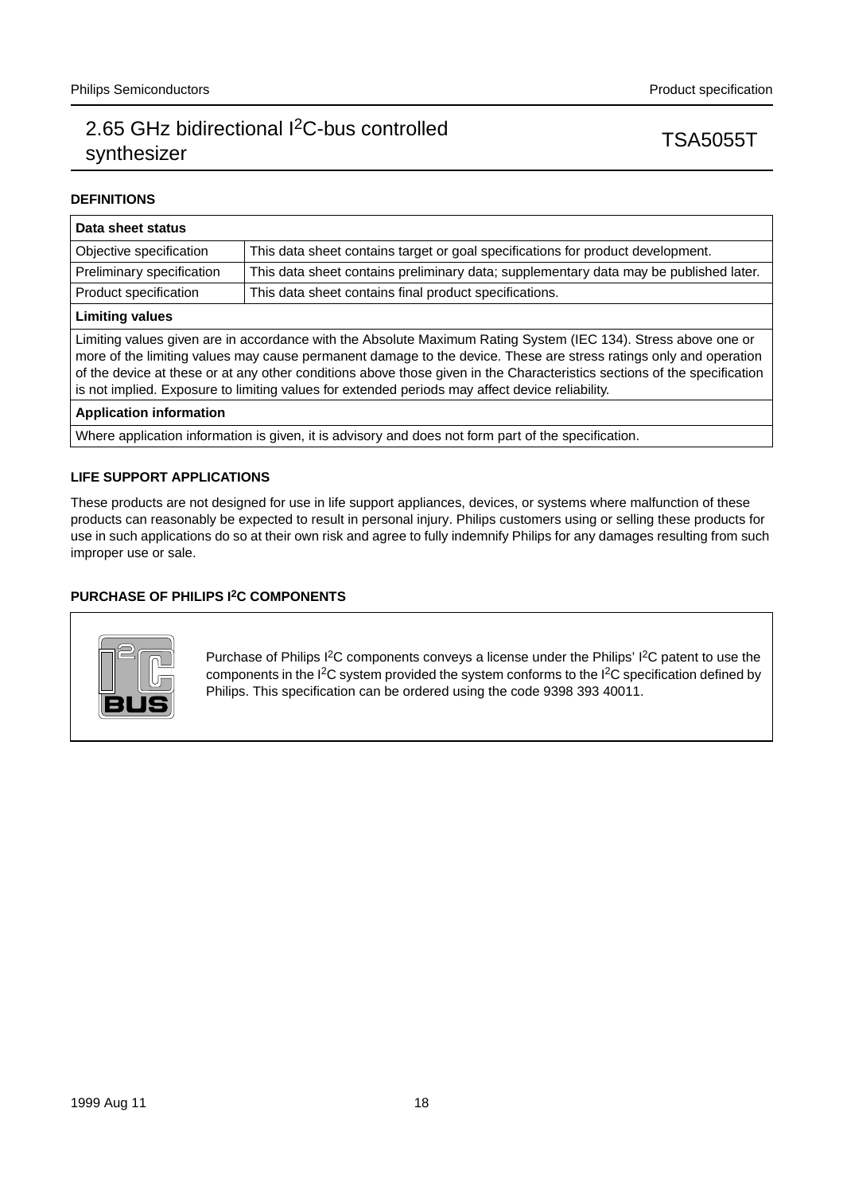## DEFINITIONS

| Data sheet status | |
|---|---|
| Objective specification | This data sheet contains target or goal specifications for product development. |
| Preliminary specification | This data sheet contains preliminary data; supplementary data may be published later. |
| Product specification | This data sheet contains final product specifications. |

**Limiting values**

Limiting values given are in accordance with the Absolute Maximum Rating System (IEC 134). Stress above one or more of the limiting values may cause permanent damage to the device. These are stress ratings only and operation of the device at these or at any other conditions above those given in the Characteristics sections of the specification is not implied. Exposure to limiting values for extended periods may affect device reliability.

**Application information**

Where application information is given, it is advisory and does not form part of the specification.

## LIFE SUPPORT APPLICATIONS

These products are not designed for use in life support appliances, devices, or systems where malfunction of these products can reasonably be expected to result in personal injury. Philips customers using or selling these products for use in such applications do so at their own risk and agree to fully indemnify Philips for any damages resulting from such improper use or sale.

## PURCHASE OF PHILIPS I²C COMPONENTS

Purchase of Philips I²C components conveys a license under the Philips' I²C patent to use the components in the I²C system provided the system conforms to the I²C specification defined by Philips. This specification can be ordered using the code 9398 393 40011.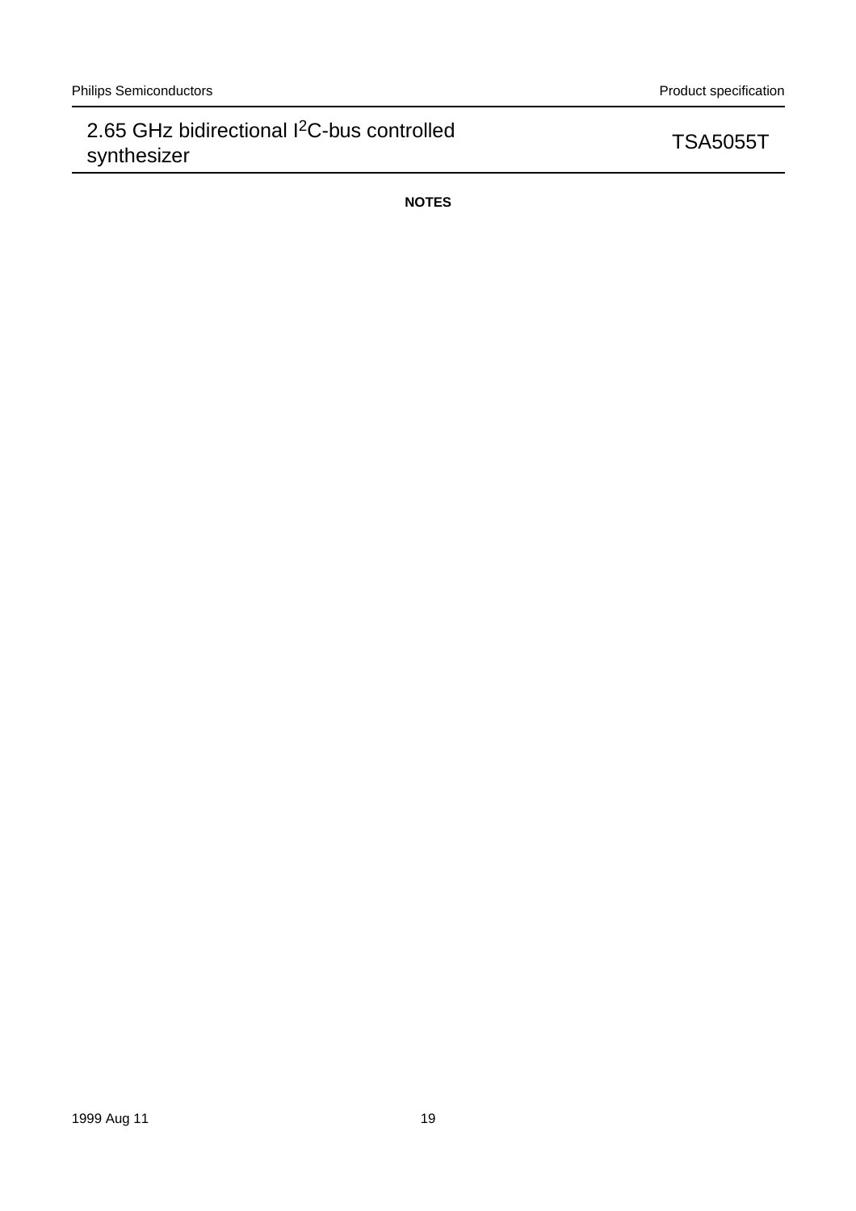## NOTES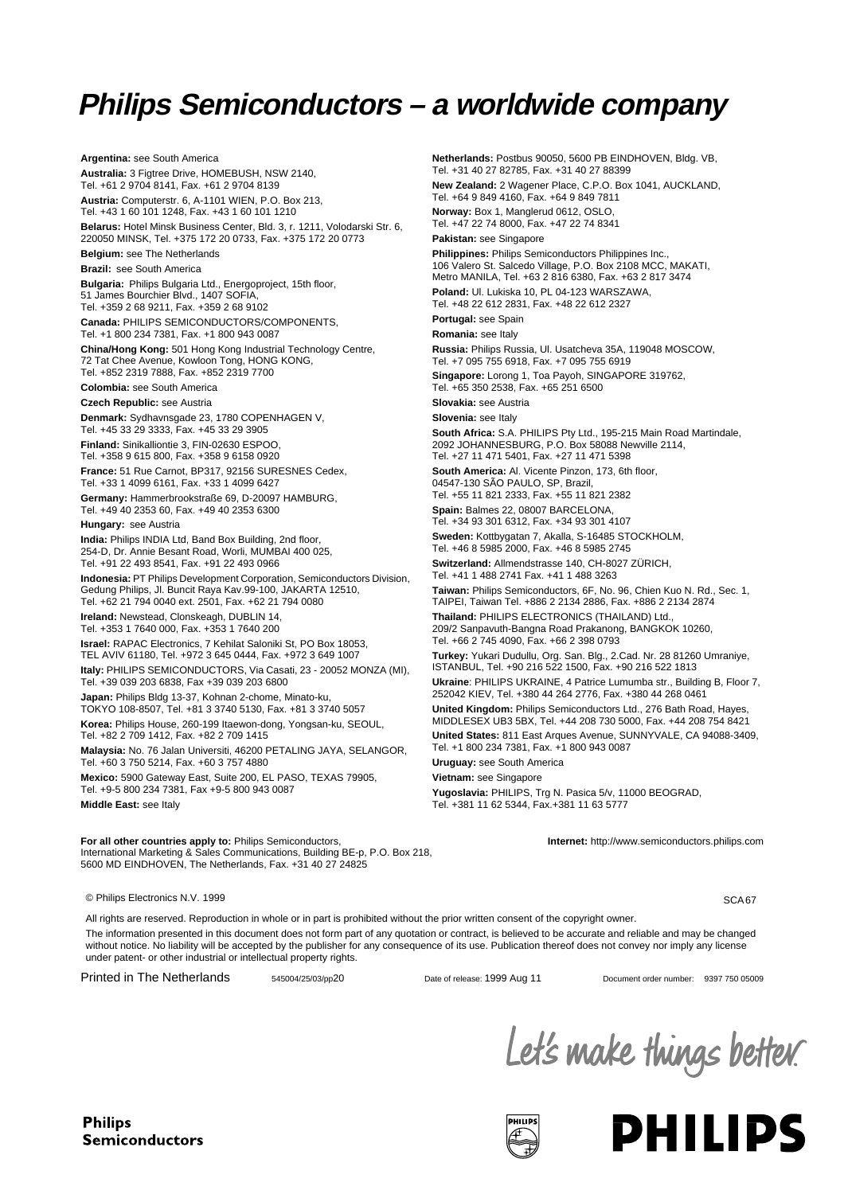# Philips Semiconductors – a worldwide company

**Argentina:** see South America

**Australia:** 3 Figtree Drive, HOMEBUSH, NSW 2140, Tel. +61 2 9704 8141, Fax. +61 2 9704 8139

**Austria:** Computerstr. 6, A-1101 WIEN, P.O. Box 213, Tel. +43 1 60 101 1248, Fax. +43 1 60 101 1210

**Belarus:** Hotel Minsk Business Center, Bld. 3, r. 1211, Volodarski Str. 6, 220050 MINSK, Tel. +375 172 20 0733, Fax. +375 172 20 0773

**Belgium:** see The Netherlands

**Brazil:** see South America

**Bulgaria:** Philips Bulgaria Ltd., Energoproject, 15th floor, 51 James Bourchier Blvd., 1407 SOFIA, Tel. +359 2 68 9211, Fax. +359 2 68 9102

**Canada:** PHILIPS SEMICONDUCTORS/COMPONENTS, Tel. +1 800 234 7381, Fax. +1 800 943 0087

**China/Hong Kong:** 501 Hong Kong Industrial Technology Centre, 72 Tat Chee Avenue, Kowloon Tong, HONG KONG, Tel. +852 2319 7888, Fax. +852 2319 7700

**Colombia:** see South America

**Czech Republic:** see Austria

**Denmark:** Sydhavnsgade 23, 1780 COPENHAGEN V, Tel. +45 33 29 3333, Fax. +45 33 29 3905

**Finland:** Sinikalliontie 3, FIN-02630 ESPOO, Tel. +358 9 615 800, Fax. +358 9 6158 0920

**France:** 51 Rue Carnot, BP317, 92156 SURESNES Cedex, Tel. +33 1 4099 6161, Fax. +33 1 4099 6427

**Germany:** Hammerbrookstraße 69, D-20097 HAMBURG, Tel. +49 40 2353 60, Fax. +49 40 2353 6300

**Hungary:** see Austria

**India:** Philips INDIA Ltd, Band Box Building, 2nd floor, 254-D, Dr. Annie Besant Road, Worli, MUMBAI 400 025, Tel. +91 22 493 8541, Fax. +91 22 493 0966

**Indonesia:** PT Philips Development Corporation, Semiconductors Division, Gedung Philips, Jl. Buncit Raya Kav.99-100, JAKARTA 12510, Tel. +62 21 794 0040 ext. 2501, Fax. +62 21 794 0080

**Ireland:** Newstead, Clonskeagh, DUBLIN 14, Tel. +353 1 7640 000, Fax. +353 1 7640 200

**Israel:** RAPAC Electronics, 7 Kehilat Saloniki St, PO Box 18053, TEL AVIV 61180, Tel. +972 3 645 0444, Fax. +972 3 649 1007

**Italy:** PHILIPS SEMICONDUCTORS, Via Casati, 23 - 20052 MONZA (MI), Tel. +39 039 203 6838, Fax +39 039 203 6800

**Japan:** Philips Bldg 13-37, Kohnan 2-chome, Minato-ku, TOKYO 108-8507, Tel. +81 3 3740 5130, Fax. +81 3 3740 5057

**Korea:** Philips House, 260-199 Itaewon-dong, Yongsan-ku, SEOUL, Tel. +82 2 709 1412, Fax. +82 2 709 1415

**Malaysia:** No. 76 Jalan Universiti, 46200 PETALING JAYA, SELANGOR, Tel. +60 3 750 5214, Fax. +60 3 757 4880

**Mexico:** 5900 Gateway East, Suite 200, EL PASO, TEXAS 79905, Tel. +9-5 800 234 7381, Fax +9-5 800 943 0087

**Middle East:** see Italy

**Netherlands:** Postbus 90050, 5600 PB EINDHOVEN, Bldg. VB, Tel. +31 40 27 82785, Fax. +31 40 27 88399

**New Zealand:** 2 Wagener Place, C.P.O. Box 1041, AUCKLAND, Tel. +64 9 849 4160, Fax. +64 9 849 7811

**Norway:** Box 1, Manglerud 0612, OSLO, Tel. +47 22 74 8000, Fax. +47 22 74 8341

**Pakistan:** see Singapore

**Philippines:** Philips Semiconductors Philippines Inc., 106 Valero St. Salcedo Village, P.O. Box 2108 MCC, MAKATI, Metro MANILA, Tel. +63 2 816 6380, Fax. +63 2 817 3474

**Poland:** Ul. Lukiska 10, PL 04-123 WARSZAWA, Tel. +48 22 612 2831, Fax. +48 22 612 2327

**Portugal:** see Spain

**Romania:** see Italy

**Russia:** Philips Russia, Ul. Usatcheva 35A, 119048 MOSCOW, Tel. +7 095 755 6918, Fax. +7 095 755 6919

**Singapore:** Lorong 1, Toa Payoh, SINGAPORE 319762, Tel. +65 350 2538, Fax. +65 251 6500

**Slovakia:** see Austria

**Slovenia:** see Italy

**South Africa:** S.A. PHILIPS Pty Ltd., 195-215 Main Road Martindale, 2092 JOHANNESBURG, P.O. Box 58088 Newville 2114, Tel. +27 11 471 5401, Fax. +27 11 471 5398

**South America:** Al. Vicente Pinzon, 173, 6th floor, 04547-130 SÃO PAULO, SP, Brazil, Tel. +55 11 821 2333, Fax. +55 11 821 2382

**Spain:** Balmes 22, 08007 BARCELONA, Tel. +34 93 301 6312, Fax. +34 93 301 4107

**Sweden:** Kottbygatan 7, Akalla, S-16485 STOCKHOLM, Tel. +46 8 5985 2000, Fax. +46 8 5985 2745

**Switzerland:** Allmendstrasse 140, CH-8027 ZÜRICH, Tel. +41 1 488 2741 Fax. +41 1 488 3263

**Taiwan:** Philips Semiconductors, 6F, No. 96, Chien Kuo N. Rd., Sec. 1, TAIPEI, Taiwan Tel. +886 2 2134 2886, Fax. +886 2 2134 2874

**Thailand:** PHILIPS ELECTRONICS (THAILAND) Ltd., 209/2 Sanpavuth-Bangna Road Prakanong, BANGKOK 10260, Tel. +66 2 745 4090, Fax. +66 2 398 0793

**Turkey:** Yukari Dudullu, Org. San. Blg., 2.Cad. Nr. 28 81260 Umraniye, ISTANBUL, Tel. +90 216 522 1500, Fax. +90 216 522 1813

**Ukraine**: PHILIPS UKRAINE, 4 Patrice Lumumba str., Building B, Floor 7, 252042 KIEV, Tel. +380 44 264 2776, Fax. +380 44 268 0461

**United Kingdom:** Philips Semiconductors Ltd., 276 Bath Road, Hayes, MIDDLESEX UB3 5BX, Tel. +44 208 730 5000, Fax. +44 208 754 8421

**United States:** 811 East Arques Avenue, SUNNYVALE, CA 94088-3409, Tel. +1 800 234 7381, Fax. +1 800 943 0087

**Uruguay:** see South America

**Vietnam:** see Singapore

**Yugoslavia:** PHILIPS, Trg N. Pasica 5/v, 11000 BEOGRAD, Tel. +381 11 62 5344, Fax.+381 11 63 5777

**For all other countries apply to:** Philips Semiconductors, International Marketing & Sales Communications, Building BE-p, P.O. Box 218, 5600 MD EINDHOVEN, The Netherlands, Fax. +31 40 27 24825

**Internet:** http://www.semiconductors.philips.com

© Philips Electronics N.V. 1999

SCA67

All rights are reserved. Reproduction in whole or in part is prohibited without the prior written consent of the copyright owner.

The information presented in this document does not form part of any quotation or contract, is believed to be accurate and reliable and may be changed without notice. No liability will be accepted by the publisher for any consequence of its use. Publication thereof does not convey nor imply any license under patent- or other industrial or intellectual property rights.

Printed in The Netherlands 545004/25/03/pp20 Date of release: 1999 Aug 11 Document order number: 9397 750 05009

Let's make things better.

**Philips Semiconductors**

**PHILIPS**